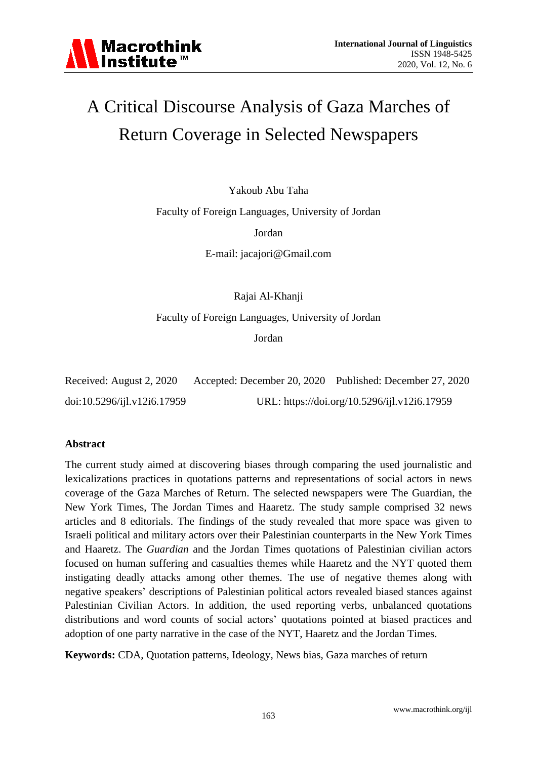# A Critical Discourse Analysis of Gaza Marches of Return Coverage in Selected Newspapers

Yakoub Abu Taha

Faculty of Foreign Languages, University of Jordan

Jordan

E-mail: jacajori@Gmail.com

Rajai Al-Khanji

Faculty of Foreign Languages, University of Jordan

Jordan

Received: August 2, 2020 Accepted: December 20, 2020 Published: December 27, 2020

doi:10.5296/ijl.v12i6.17959 URL: https://doi.org/10.5296/ijl.v12i6.17959

## Abstract

The current study aimed at discovering biases through comparing the used journalistic and lexicalizations practices in quotations patterns and representations of social actors in news coverage of the Gaza Marches of Return. The selected newspapers were The Guardian, the New York Times, The Jordan Times and Haaretz. The study sample comprised 32 news articles and 8 editorials. The findings of the study revealed that more space was given to Israeli political and military actors over their Palestinian counterparts in the New York Times and Haaretz. The *Guardian* and the Jordan Times quotations of Palestinian civilian actors focused on human suffering and casualties themes while Haaretz and the NYT quoted them instigating deadly attacks among other themes. The use of negative themes along with negative speakers' descriptions of Palestinian political actors revealed biased stances against Palestinian Civilian Actors. In addition, the used reporting verbs, unbalanced quotations distributions and word counts of social actors' quotations pointed at biased practices and adoption of one party narrative in the case of the NYT, Haaretz and the Jordan Times.

**Keywords:** CDA, Quotation patterns, Ideology, News bias, Gaza marches of return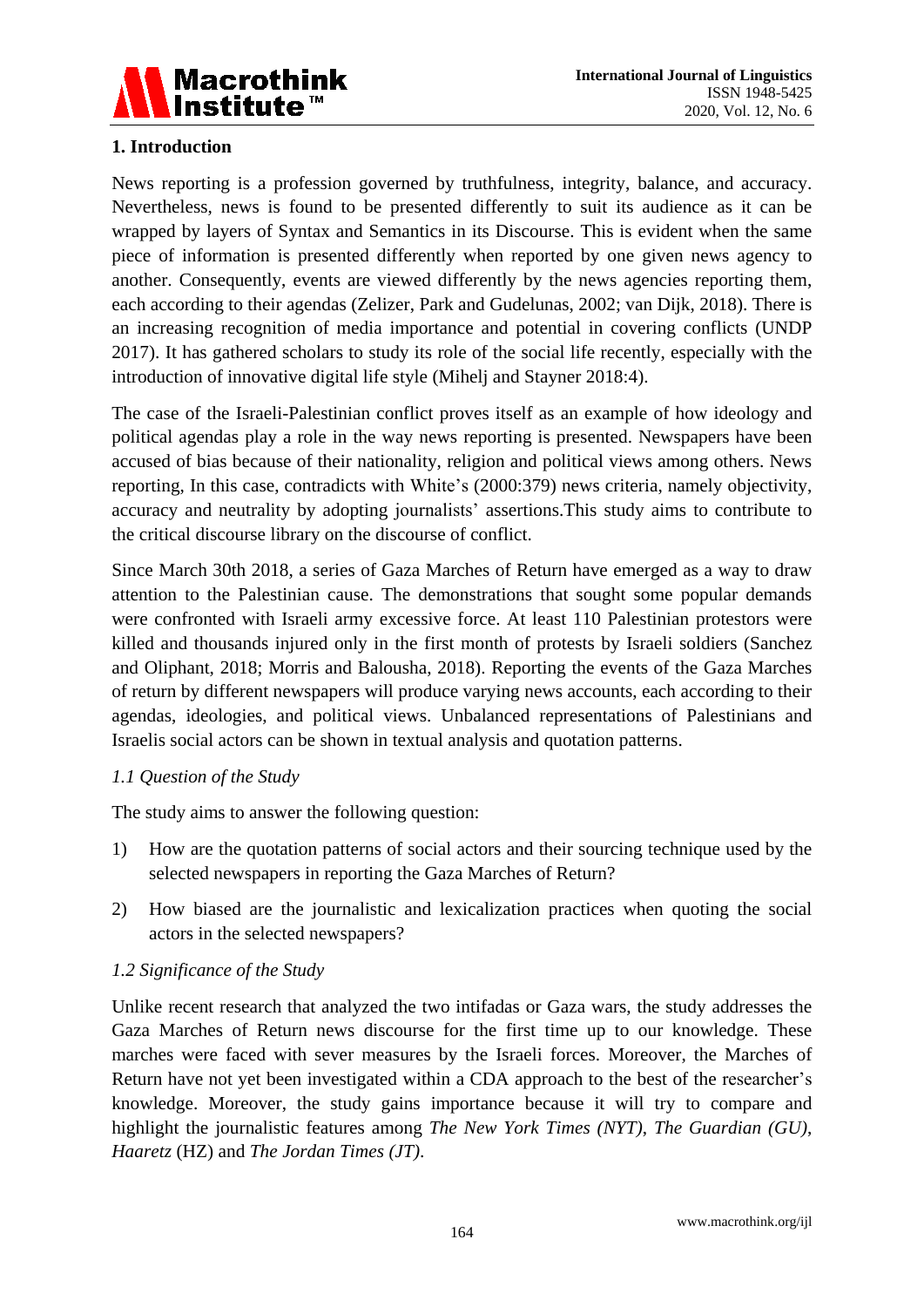## 1. Introduction

News reporting is a profession governed by truthfulness, integrity, balance, and accuracy. Nevertheless, news is found to be presented differently to suit its audience as it can be wrapped by layers of Syntax and Semantics in its Discourse. This is evident when the same piece of information is presented differently when reported by one given news agency to another. Consequently, events are viewed differently by the news agencies reporting them, each according to their agendas (Zelizer, Park and Gudelunas, 2002; van Dijk, 2018). There is an increasing recognition of media importance and potential in covering conflicts (UNDP 2017). It has gathered scholars to study its role of the social life recently, especially with the introduction of innovative digital life style (Mihelj and Stayner 2018:4).

The case of the Israeli-Palestinian conflict proves itself as an example of how ideology and political agendas play a role in the way news reporting is presented. Newspapers have been accused of bias because of their nationality, religion and political views among others. News reporting, In this case, contradicts with White's (2000:379) news criteria, namely objectivity, accuracy and neutrality by adopting journalists' assertions.This study aims to contribute to the critical discourse library on the discourse of conflict.

Since March 30th 2018, a series of Gaza Marches of Return have emerged as a way to draw attention to the Palestinian cause. The demonstrations that sought some popular demands were confronted with Israeli army excessive force. At least 110 Palestinian protestors were killed and thousands injured only in the first month of protests by Israeli soldiers (Sanchez and Oliphant, 2018; Morris and Balousha, 2018). Reporting the events of the Gaza Marches of return by different newspapers will produce varying news accounts, each according to their agendas, ideologies, and political views. Unbalanced representations of Palestinians and Israelis social actors can be shown in textual analysis and quotation patterns.

### *1.1 Question of the Study*

The study aims to answer the following question:

1) How are the quotation patterns of social actors and their sourcing technique used by the selected newspapers in reporting the Gaza Marches of Return?

2) How biased are the journalistic and lexicalization practices when quoting the social actors in the selected newspapers?

### *1.2 Significance of the Study*

Unlike recent research that analyzed the two intifadas or Gaza wars, the study addresses the Gaza Marches of Return news discourse for the first time up to our knowledge. These marches were faced with sever measures by the Israeli forces. Moreover, the Marches of Return have not yet been investigated within a CDA approach to the best of the researcher's knowledge. Moreover, the study gains importance because it will try to compare and highlight the journalistic features among *The New York Times (NYT)*, *The Guardian (GU)*, *Haaretz* (HZ) and *The Jordan Times (JT)*.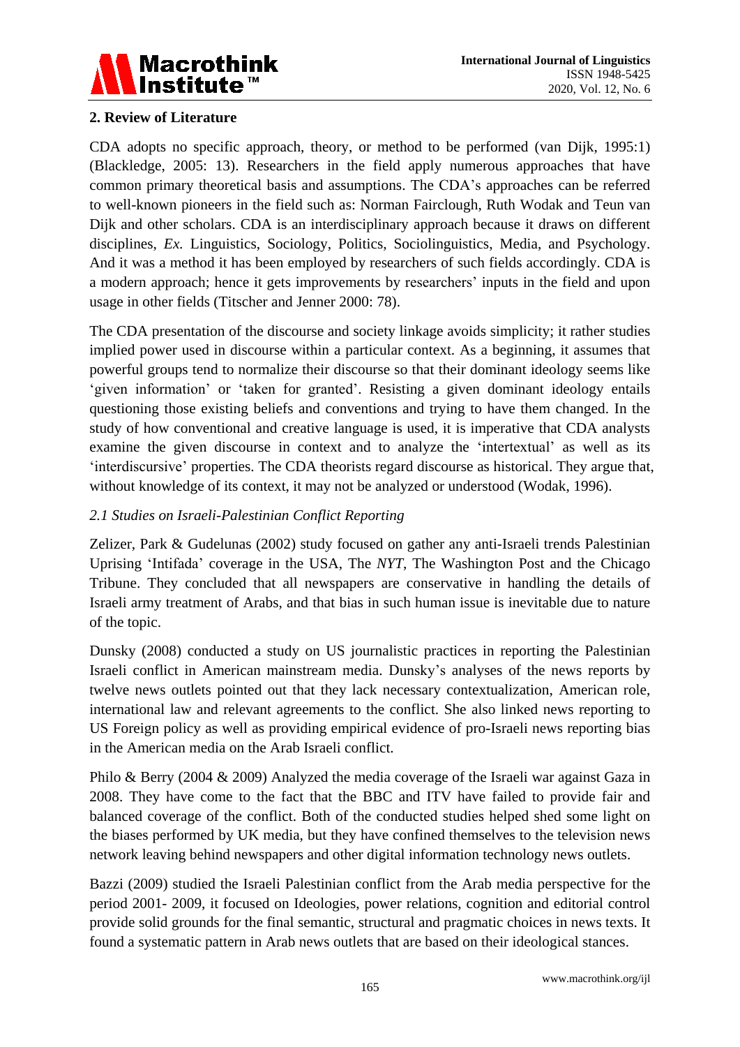## 2. Review of Literature

CDA adopts no specific approach, theory, or method to be performed (van Dijk, 1995:1) (Blackledge, 2005: 13). Researchers in the field apply numerous approaches that have common primary theoretical basis and assumptions. The CDA's approaches can be referred to well-known pioneers in the field such as: Norman Fairclough, Ruth Wodak and Teun van Dijk and other scholars. CDA is an interdisciplinary approach because it draws on different disciplines, *Ex.* Linguistics, Sociology, Politics, Sociolinguistics, Media, and Psychology. And it was a method it has been employed by researchers of such fields accordingly. CDA is a modern approach; hence it gets improvements by researchers' inputs in the field and upon usage in other fields (Titscher and Jenner 2000: 78).

The CDA presentation of the discourse and society linkage avoids simplicity; it rather studies implied power used in discourse within a particular context. As a beginning, it assumes that powerful groups tend to normalize their discourse so that their dominant ideology seems like 'given information' or 'taken for granted'. Resisting a given dominant ideology entails questioning those existing beliefs and conventions and trying to have them changed. In the study of how conventional and creative language is used, it is imperative that CDA analysts examine the given discourse in context and to analyze the 'intertextual' as well as its 'interdiscursive' properties. The CDA theorists regard discourse as historical. They argue that, without knowledge of its context, it may not be analyzed or understood (Wodak, 1996).

### *2.1 Studies on Israeli-Palestinian Conflict Reporting*

Zelizer, Park & Gudelunas (2002) study focused on gather any anti-Israeli trends Palestinian Uprising 'Intifada' coverage in the USA, The *NYT*, The Washington Post and the Chicago Tribune. They concluded that all newspapers are conservative in handling the details of Israeli army treatment of Arabs, and that bias in such human issue is inevitable due to nature of the topic.

Dunsky (2008) conducted a study on US journalistic practices in reporting the Palestinian Israeli conflict in American mainstream media. Dunsky's analyses of the news reports by twelve news outlets pointed out that they lack necessary contextualization, American role, international law and relevant agreements to the conflict. She also linked news reporting to US Foreign policy as well as providing empirical evidence of pro-Israeli news reporting bias in the American media on the Arab Israeli conflict.

Philo & Berry (2004 & 2009) Analyzed the media coverage of the Israeli war against Gaza in 2008. They have come to the fact that the BBC and ITV have failed to provide fair and balanced coverage of the conflict. Both of the conducted studies helped shed some light on the biases performed by UK media, but they have confined themselves to the television news network leaving behind newspapers and other digital information technology news outlets.

Bazzi (2009) studied the Israeli Palestinian conflict from the Arab media perspective for the period 2001- 2009, it focused on Ideologies, power relations, cognition and editorial control provide solid grounds for the final semantic, structural and pragmatic choices in news texts. It found a systematic pattern in Arab news outlets that are based on their ideological stances.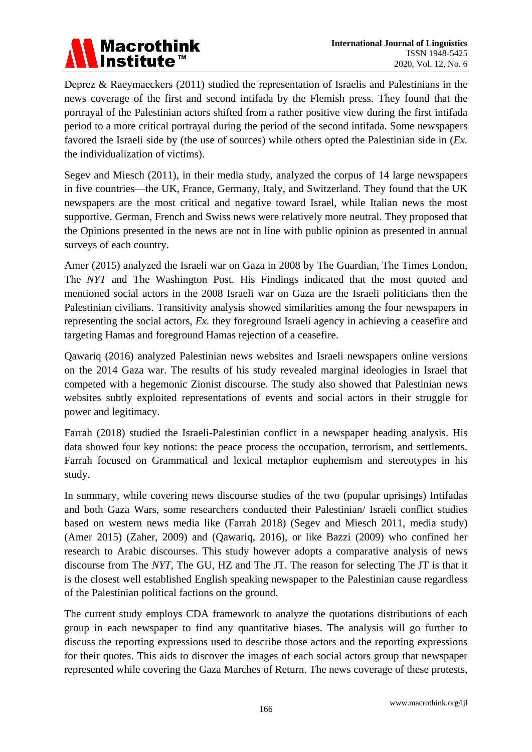Deprez & Raeymaeckers (2011) studied the representation of Israelis and Palestinians in the news coverage of the first and second intifada by the Flemish press. They found that the portrayal of the Palestinian actors shifted from a rather positive view during the first intifada period to a more critical portrayal during the period of the second intifada. Some newspapers favored the Israeli side by (the use of sources) while others opted the Palestinian side in (*Ex.* the individualization of victims).

Segev and Miesch (2011), in their media study, analyzed the corpus of 14 large newspapers in five countries—the UK, France, Germany, Italy, and Switzerland. They found that the UK newspapers are the most critical and negative toward Israel, while Italian news the most supportive. German, French and Swiss news were relatively more neutral. They proposed that the Opinions presented in the news are not in line with public opinion as presented in annual surveys of each country.

Amer (2015) analyzed the Israeli war on Gaza in 2008 by The Guardian, The Times London, The *NYT* and The Washington Post. His Findings indicated that the most quoted and mentioned social actors in the 2008 Israeli war on Gaza are the Israeli politicians then the Palestinian civilians. Transitivity analysis showed similarities among the four newspapers in representing the social actors, *Ex.* they foreground Israeli agency in achieving a ceasefire and targeting Hamas and foreground Hamas rejection of a ceasefire.

Qawariq (2016) analyzed Palestinian news websites and Israeli newspapers online versions on the 2014 Gaza war. The results of his study revealed marginal ideologies in Israel that competed with a hegemonic Zionist discourse. The study also showed that Palestinian news websites subtly exploited representations of events and social actors in their struggle for power and legitimacy.

Farrah (2018) studied the Israeli-Palestinian conflict in a newspaper heading analysis. His data showed four key notions: the peace process the occupation, terrorism, and settlements. Farrah focused on Grammatical and lexical metaphor euphemism and stereotypes in his study.

In summary, while covering news discourse studies of the two (popular uprisings) Intifadas and both Gaza Wars, some researchers conducted their Palestinian/ Israeli conflict studies based on western news media like (Farrah 2018) (Segev and Miesch 2011, media study) (Amer 2015) (Zaher, 2009) and (Qawariq, 2016), or like Bazzi (2009) who confined her research to Arabic discourses. This study however adopts a comparative analysis of news discourse from The *NYT*, The GU, HZ and The JT. The reason for selecting The JT is that it is the closest well established English speaking newspaper to the Palestinian cause regardless of the Palestinian political factions on the ground.

The current study employs CDA framework to analyze the quotations distributions of each group in each newspaper to find any quantitative biases. The analysis will go further to discuss the reporting expressions used to describe those actors and the reporting expressions for their quotes. This aids to discover the images of each social actors group that newspaper represented while covering the Gaza Marches of Return. The news coverage of these protests,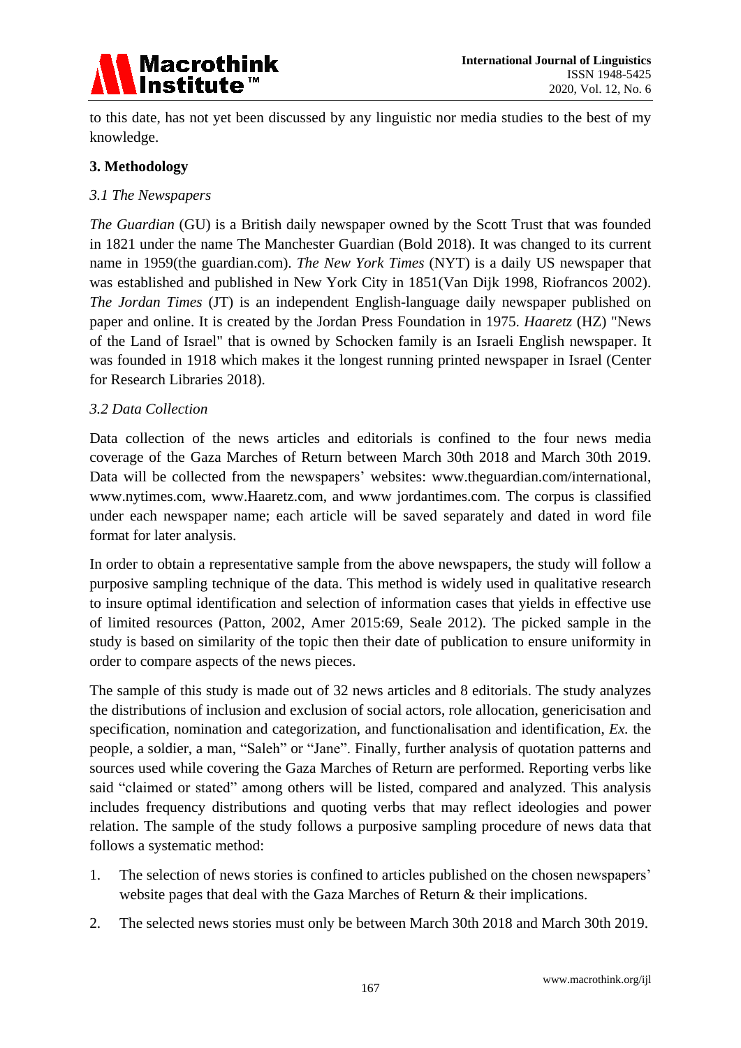to this date, has not yet been discussed by any linguistic nor media studies to the best of my knowledge.

## 3. Methodology

### *3.1 The Newspapers*

*The Guardian* (GU) is a British daily newspaper owned by the Scott Trust that was founded in 1821 under the name The Manchester Guardian (Bold 2018). It was changed to its current name in 1959(the guardian.com). *The New York Times* (NYT) is a daily US newspaper that was established and published in New York City in 1851(Van Dijk 1998, Riofrancos 2002). *The Jordan Times* (JT) is an independent English-language daily newspaper published on paper and online. It is created by the Jordan Press Foundation in 1975. *Haaretz* (HZ) "News of the Land of Israel" that is owned by Schocken family is an Israeli English newspaper. It was founded in 1918 which makes it the longest running printed newspaper in Israel (Center for Research Libraries 2018).

### *3.2 Data Collection*

Data collection of the news articles and editorials is confined to the four news media coverage of the Gaza Marches of Return between March 30th 2018 and March 30th 2019. Data will be collected from the newspapers' websites: www.theguardian.com/international, www.nytimes.com, www.Haaretz.com, and www jordantimes.com. The corpus is classified under each newspaper name; each article will be saved separately and dated in word file format for later analysis.

In order to obtain a representative sample from the above newspapers, the study will follow a purposive sampling technique of the data. This method is widely used in qualitative research to insure optimal identification and selection of information cases that yields in effective use of limited resources (Patton, 2002, Amer 2015:69, Seale 2012). The picked sample in the study is based on similarity of the topic then their date of publication to ensure uniformity in order to compare aspects of the news pieces.

The sample of this study is made out of 32 news articles and 8 editorials. The study analyzes the distributions of inclusion and exclusion of social actors, role allocation, genericisation and specification, nomination and categorization, and functionalisation and identification, *Ex.* the people, a soldier, a man, "Saleh" or "Jane". Finally, further analysis of quotation patterns and sources used while covering the Gaza Marches of Return are performed. Reporting verbs like said "claimed or stated" among others will be listed, compared and analyzed. This analysis includes frequency distributions and quoting verbs that may reflect ideologies and power relation. The sample of the study follows a purposive sampling procedure of news data that follows a systematic method:

1. The selection of news stories is confined to articles published on the chosen newspapers' website pages that deal with the Gaza Marches of Return & their implications.
2. The selected news stories must only be between March 30th 2018 and March 30th 2019.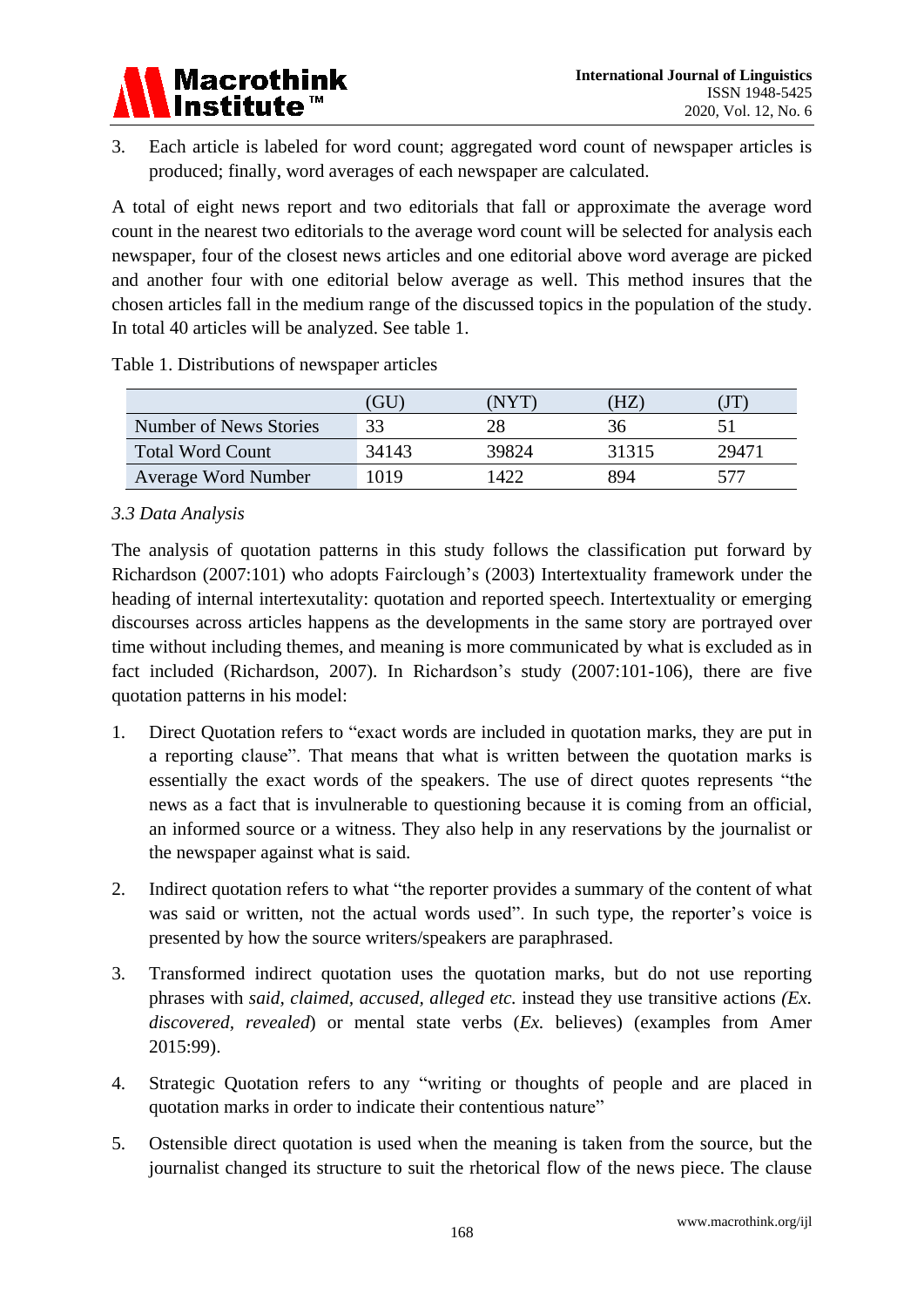3. Each article is labeled for word count; aggregated word count of newspaper articles is produced; finally, word averages of each newspaper are calculated.

A total of eight news report and two editorials that fall or approximate the average word count in the nearest two editorials to the average word count will be selected for analysis each newspaper, four of the closest news articles and one editorial above word average are picked and another four with one editorial below average as well. This method insures that the chosen articles fall in the medium range of the discussed topics in the population of the study. In total 40 articles will be analyzed. See table 1.

Table 1. Distributions of newspaper articles

| | (GU) | (NYT) | (HZ) | (JT) |
|---|---|---|---|---|
| Number of News Stories | 33 | 28 | 36 | 51 |
| Total Word Count | 34143 | 39824 | 31315 | 29471 |
| Average Word Number | 1019 | 1422 | 894 | 577 |

### *3.3 Data Analysis*

The analysis of quotation patterns in this study follows the classification put forward by Richardson (2007:101) who adopts Fairclough's (2003) Intertextuality framework under the heading of internal intertexutality: quotation and reported speech. Intertextuality or emerging discourses across articles happens as the developments in the same story are portrayed over time without including themes, and meaning is more communicated by what is excluded as in fact included (Richardson, 2007). In Richardson's study (2007:101-106), there are five quotation patterns in his model:

1. Direct Quotation refers to "exact words are included in quotation marks, they are put in a reporting clause". That means that what is written between the quotation marks is essentially the exact words of the speakers. The use of direct quotes represents "the news as a fact that is invulnerable to questioning because it is coming from an official, an informed source or a witness. They also help in any reservations by the journalist or the newspaper against what is said.

2. Indirect quotation refers to what "the reporter provides a summary of the content of what was said or written, not the actual words used". In such type, the reporter's voice is presented by how the source writers/speakers are paraphrased.

3. Transformed indirect quotation uses the quotation marks, but do not use reporting phrases with *said, claimed, accused, alleged etc.* instead they use transitive actions *(Ex. discovered, revealed*) or mental state verbs (*Ex.* believes) (examples from Amer 2015:99).

4. Strategic Quotation refers to any "writing or thoughts of people and are placed in quotation marks in order to indicate their contentious nature"

5. Ostensible direct quotation is used when the meaning is taken from the source, but the journalist changed its structure to suit the rhetorical flow of the news piece. The clause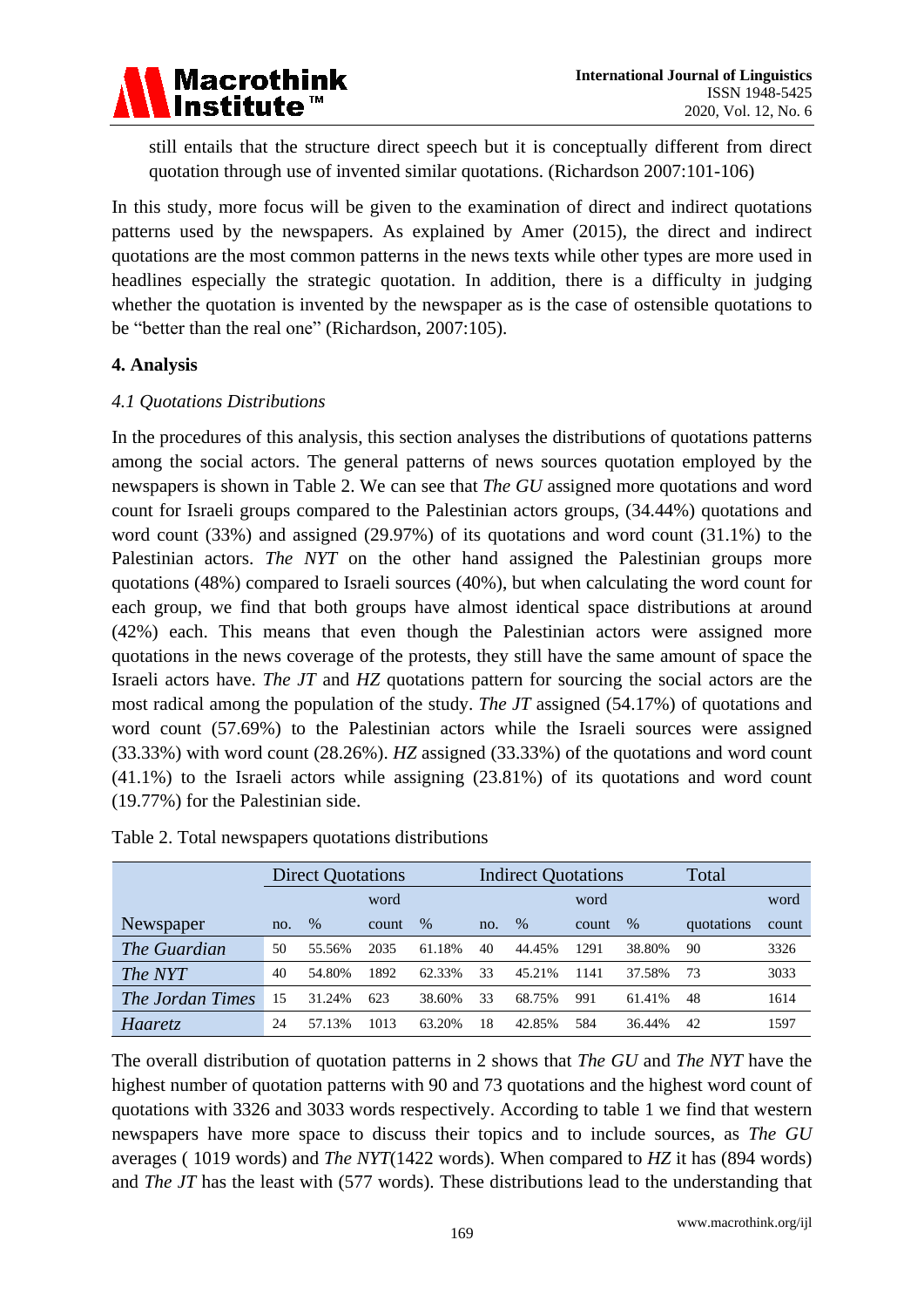still entails that the structure direct speech but it is conceptually different from direct quotation through use of invented similar quotations. (Richardson 2007:101-106)

In this study, more focus will be given to the examination of direct and indirect quotations patterns used by the newspapers. As explained by Amer (2015), the direct and indirect quotations are the most common patterns in the news texts while other types are more used in headlines especially the strategic quotation. In addition, there is a difficulty in judging whether the quotation is invented by the newspaper as is the case of ostensible quotations to be "better than the real one" (Richardson, 2007:105).

## 4. Analysis

### *4.1 Quotations Distributions*

In the procedures of this analysis, this section analyses the distributions of quotations patterns among the social actors. The general patterns of news sources quotation employed by the newspapers is shown in Table 2. We can see that *The GU* assigned more quotations and word count for Israeli groups compared to the Palestinian actors groups, (34.44%) quotations and word count (33%) and assigned (29.97%) of its quotations and word count (31.1%) to the Palestinian actors. *The NYT* on the other hand assigned the Palestinian groups more quotations (48%) compared to Israeli sources (40%), but when calculating the word count for each group, we find that both groups have almost identical space distributions at around (42%) each. This means that even though the Palestinian actors were assigned more quotations in the news coverage of the protests, they still have the same amount of space the Israeli actors have. *The JT* and *HZ* quotations pattern for sourcing the social actors are the most radical among the population of the study. *The JT* assigned (54.17%) of quotations and word count (57.69%) to the Palestinian actors while the Israeli sources were assigned (33.33%) with word count (28.26%). *HZ* assigned (33.33%) of the quotations and word count (41.1%) to the Israeli actors while assigning (23.81%) of its quotations and word count (19.77%) for the Palestinian side.

Table 2. Total newspapers quotations distributions

| Newspaper | Direct Quotations | | | | Indirect Quotations | | | | Total | |
|---|---|---|---|---|---|---|---|---|---|---|
| | no. | % | word count | % | no. | % | word count | % | quotations | word count |
| *The Guardian* | 50 | 55.56% | 2035 | 61.18% | 40 | 44.45% | 1291 | 38.80% | 90 | 3326 |
| *The NYT* | 40 | 54.80% | 1892 | 62.33% | 33 | 45.21% | 1141 | 37.58% | 73 | 3033 |
| *The Jordan Times* | 15 | 31.24% | 623 | 38.60% | 33 | 68.75% | 991 | 61.41% | 48 | 1614 |
| *Haaretz* | 24 | 57.13% | 1013 | 63.20% | 18 | 42.85% | 584 | 36.44% | 42 | 1597 |

The overall distribution of quotation patterns in 2 shows that *The GU* and *The NYT* have the highest number of quotation patterns with 90 and 73 quotations and the highest word count of quotations with 3326 and 3033 words respectively. According to table 1 we find that western newspapers have more space to discuss their topics and to include sources, as *The GU* averages ( 1019 words) and *The NYT*(1422 words). When compared to *HZ* it has (894 words) and *The JT* has the least with (577 words). These distributions lead to the understanding that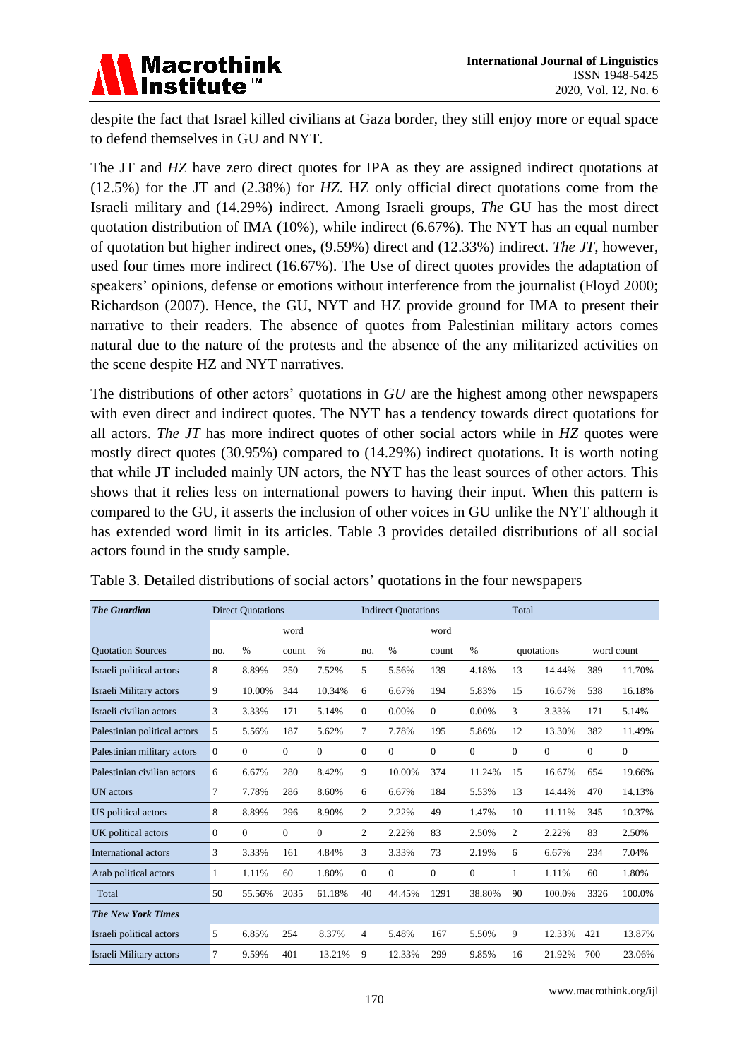despite the fact that Israel killed civilians at Gaza border, they still enjoy more or equal space to defend themselves in GU and NYT.

The JT and *HZ* have zero direct quotes for IPA as they are assigned indirect quotations at (12.5%) for the JT and (2.38%) for *HZ.* HZ only official direct quotations come from the Israeli military and (14.29%) indirect. Among Israeli groups, *The* GU has the most direct quotation distribution of IMA (10%), while indirect (6.67%). The NYT has an equal number of quotation but higher indirect ones, (9.59%) direct and (12.33%) indirect. *The JT*, however, used four times more indirect (16.67%). The Use of direct quotes provides the adaptation of speakers' opinions, defense or emotions without interference from the journalist (Floyd 2000; Richardson (2007). Hence, the GU, NYT and HZ provide ground for IMA to present their narrative to their readers. The absence of quotes from Palestinian military actors comes natural due to the nature of the protests and the absence of the any militarized activities on the scene despite HZ and NYT narratives.

The distributions of other actors' quotations in *GU* are the highest among other newspapers with even direct and indirect quotes. The NYT has a tendency towards direct quotations for all actors. *The JT* has more indirect quotes of other social actors while in *HZ* quotes were mostly direct quotes (30.95%) compared to (14.29%) indirect quotations. It is worth noting that while JT included mainly UN actors, the NYT has the least sources of other actors. This shows that it relies less on international powers to having their input. When this pattern is compared to the GU, it asserts the inclusion of other voices in GU unlike the NYT although it has extended word limit in its articles. Table 3 provides detailed distributions of all social actors found in the study sample.

Table 3. Detailed distributions of social actors' quotations in the four newspapers

| ***The Guardian*** | Direct Quotations | | | | Indirect Quotations | | | | Total | | | |
|---|---|---|---|---|---|---|---|---|---|---|---|---|
| | | | word | | | | word | | | | | |
| Quotation Sources | no. | % | count | % | no. | % | count | % | quotations | | word count | |
| Israeli political actors | 8 | 8.89% | 250 | 7.52% | 5 | 5.56% | 139 | 4.18% | 13 | 14.44% | 389 | 11.70% |
| Israeli Military actors | 9 | 10.00% | 344 | 10.34% | 6 | 6.67% | 194 | 5.83% | 15 | 16.67% | 538 | 16.18% |
| Israeli civilian actors | 3 | 3.33% | 171 | 5.14% | 0 | 0.00% | 0 | 0.00% | 3 | 3.33% | 171 | 5.14% |
| Palestinian political actors | 5 | 5.56% | 187 | 5.62% | 7 | 7.78% | 195 | 5.86% | 12 | 13.30% | 382 | 11.49% |
| Palestinian military actors | 0 | 0 | 0 | 0 | 0 | 0 | 0 | 0 | 0 | 0 | 0 | 0 |
| Palestinian civilian actors | 6 | 6.67% | 280 | 8.42% | 9 | 10.00% | 374 | 11.24% | 15 | 16.67% | 654 | 19.66% |
| UN actors | 7 | 7.78% | 286 | 8.60% | 6 | 6.67% | 184 | 5.53% | 13 | 14.44% | 470 | 14.13% |
| US political actors | 8 | 8.89% | 296 | 8.90% | 2 | 2.22% | 49 | 1.47% | 10 | 11.11% | 345 | 10.37% |
| UK political actors | 0 | 0 | 0 | 0 | 2 | 2.22% | 83 | 2.50% | 2 | 2.22% | 83 | 2.50% |
| International actors | 3 | 3.33% | 161 | 4.84% | 3 | 3.33% | 73 | 2.19% | 6 | 6.67% | 234 | 7.04% |
| Arab political actors | 1 | 1.11% | 60 | 1.80% | 0 | 0 | 0 | 0 | 1 | 1.11% | 60 | 1.80% |
| Total | 50 | 55.56% | 2035 | 61.18% | 40 | 44.45% | 1291 | 38.80% | 90 | 100.0% | 3326 | 100.0% |
| ***The New York Times*** | | | | | | | | | | | | |
| Israeli political actors | 5 | 6.85% | 254 | 8.37% | 4 | 5.48% | 167 | 5.50% | 9 | 12.33% | 421 | 13.87% |
| Israeli Military actors | 7 | 9.59% | 401 | 13.21% | 9 | 12.33% | 299 | 9.85% | 16 | 21.92% | 700 | 23.06% |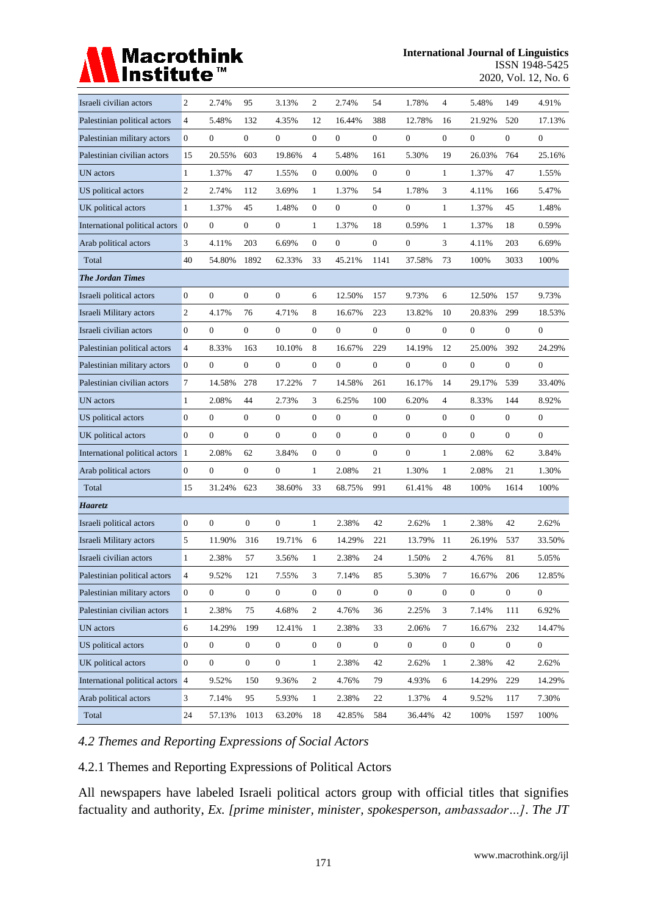| | | | | | | | | | | | | |
|---|---|---|---|---|---|---|---|---|---|---|---|---|
| Israeli civilian actors | 2 | 2.74% | 95 | 3.13% | 2 | 2.74% | 54 | 1.78% | 4 | 5.48% | 149 | 4.91% |
| Palestinian political actors | 4 | 5.48% | 132 | 4.35% | 12 | 16.44% | 388 | 12.78% | 16 | 21.92% | 520 | 17.13% |
| Palestinian military actors | 0 | 0 | 0 | 0 | 0 | 0 | 0 | 0 | 0 | 0 | 0 | 0 |
| Palestinian civilian actors | 15 | 20.55% | 603 | 19.86% | 4 | 5.48% | 161 | 5.30% | 19 | 26.03% | 764 | 25.16% |
| UN actors | 1 | 1.37% | 47 | 1.55% | 0 | 0.00% | 0 | 0 | 1 | 1.37% | 47 | 1.55% |
| US political actors | 2 | 2.74% | 112 | 3.69% | 1 | 1.37% | 54 | 1.78% | 3 | 4.11% | 166 | 5.47% |
| UK political actors | 1 | 1.37% | 45 | 1.48% | 0 | 0 | 0 | 0 | 1 | 1.37% | 45 | 1.48% |
| International political actors | 0 | 0 | 0 | 0 | 1 | 1.37% | 18 | 0.59% | 1 | 1.37% | 18 | 0.59% |
| Arab political actors | 3 | 4.11% | 203 | 6.69% | 0 | 0 | 0 | 0 | 3 | 4.11% | 203 | 6.69% |
| Total | 40 | 54.80% | 1892 | 62.33% | 33 | 45.21% | 1141 | 37.58% | 73 | 100% | 3033 | 100% |
| ***The Jordan Times*** | | | | | | | | | | | | |
| Israeli political actors | 0 | 0 | 0 | 0 | 6 | 12.50% | 157 | 9.73% | 6 | 12.50% | 157 | 9.73% |
| Israeli Military actors | 2 | 4.17% | 76 | 4.71% | 8 | 16.67% | 223 | 13.82% | 10 | 20.83% | 299 | 18.53% |
| Israeli civilian actors | 0 | 0 | 0 | 0 | 0 | 0 | 0 | 0 | 0 | 0 | 0 | 0 |
| Palestinian political actors | 4 | 8.33% | 163 | 10.10% | 8 | 16.67% | 229 | 14.19% | 12 | 25.00% | 392 | 24.29% |
| Palestinian military actors | 0 | 0 | 0 | 0 | 0 | 0 | 0 | 0 | 0 | 0 | 0 | 0 |
| Palestinian civilian actors | 7 | 14.58% | 278 | 17.22% | 7 | 14.58% | 261 | 16.17% | 14 | 29.17% | 539 | 33.40% |
| UN actors | 1 | 2.08% | 44 | 2.73% | 3 | 6.25% | 100 | 6.20% | 4 | 8.33% | 144 | 8.92% |
| US political actors | 0 | 0 | 0 | 0 | 0 | 0 | 0 | 0 | 0 | 0 | 0 | 0 |
| UK political actors | 0 | 0 | 0 | 0 | 0 | 0 | 0 | 0 | 0 | 0 | 0 | 0 |
| International political actors | 1 | 2.08% | 62 | 3.84% | 0 | 0 | 0 | 0 | 1 | 2.08% | 62 | 3.84% |
| Arab political actors | 0 | 0 | 0 | 0 | 1 | 2.08% | 21 | 1.30% | 1 | 2.08% | 21 | 1.30% |
| Total | 15 | 31.24% | 623 | 38.60% | 33 | 68.75% | 991 | 61.41% | 48 | 100% | 1614 | 100% |
| ***Haaretz*** | | | | | | | | | | | | |
| Israeli political actors | 0 | 0 | 0 | 0 | 1 | 2.38% | 42 | 2.62% | 1 | 2.38% | 42 | 2.62% |
| Israeli Military actors | 5 | 11.90% | 316 | 19.71% | 6 | 14.29% | 221 | 13.79% | 11 | 26.19% | 537 | 33.50% |
| Israeli civilian actors | 1 | 2.38% | 57 | 3.56% | 1 | 2.38% | 24 | 1.50% | 2 | 4.76% | 81 | 5.05% |
| Palestinian political actors | 4 | 9.52% | 121 | 7.55% | 3 | 7.14% | 85 | 5.30% | 7 | 16.67% | 206 | 12.85% |
| Palestinian military actors | 0 | 0 | 0 | 0 | 0 | 0 | 0 | 0 | 0 | 0 | 0 | 0 |
| Palestinian civilian actors | 1 | 2.38% | 75 | 4.68% | 2 | 4.76% | 36 | 2.25% | 3 | 7.14% | 111 | 6.92% |
| UN actors | 6 | 14.29% | 199 | 12.41% | 1 | 2.38% | 33 | 2.06% | 7 | 16.67% | 232 | 14.47% |
| US political actors | 0 | 0 | 0 | 0 | 0 | 0 | 0 | 0 | 0 | 0 | 0 | 0 |
| UK political actors | 0 | 0 | 0 | 0 | 1 | 2.38% | 42 | 2.62% | 1 | 2.38% | 42 | 2.62% |
| International political actors | 4 | 9.52% | 150 | 9.36% | 2 | 4.76% | 79 | 4.93% | 6 | 14.29% | 229 | 14.29% |
| Arab political actors | 3 | 7.14% | 95 | 5.93% | 1 | 2.38% | 22 | 1.37% | 4 | 9.52% | 117 | 7.30% |
| Total | 24 | 57.13% | 1013 | 63.20% | 18 | 42.85% | 584 | 36.44% | 42 | 100% | 1597 | 100% |

### *4.2 Themes and Reporting Expressions of Social Actors*

#### 4.2.1 Themes and Reporting Expressions of Political Actors

All newspapers have labeled Israeli political actors group with official titles that signifies factuality and authority, *Ex. [prime minister, minister, spokesperson, ambassador…]*. *The JT*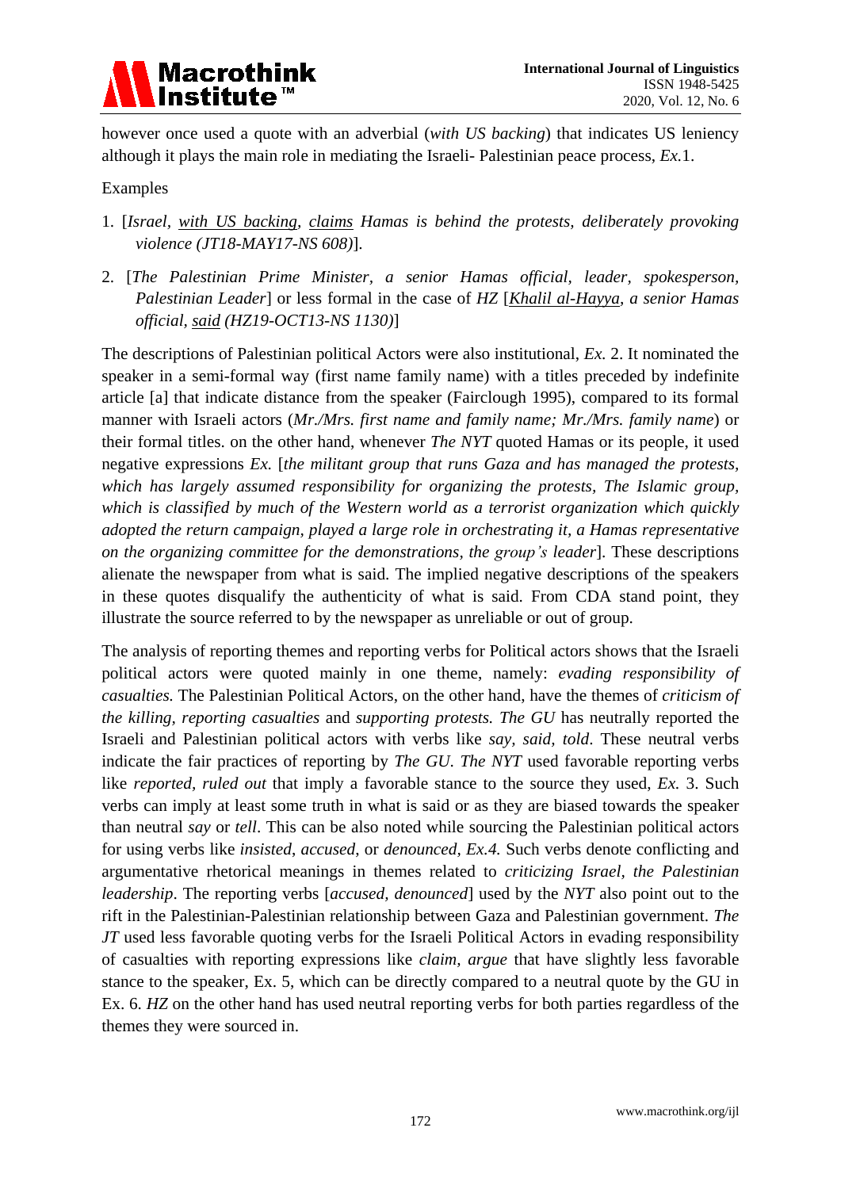however once used a quote with an adverbial (*with US backing*) that indicates US leniency although it plays the main role in mediating the Israeli- Palestinian peace process, *Ex.*1.

Examples

1. [*Israel*, <u>*with US backing*</u>, <u>*claims*</u> *Hamas is behind the protests, deliberately provoking violence (JT18-MAY17-NS 608)*].

2. [*The Palestinian Prime Minister, a senior Hamas official, leader, spokesperson, Palestinian Leader*] or less formal in the case of *HZ* [<u>*Khalil al-Hayya*</u>*, a senior Hamas official,* <u>*said*</u> *(HZ19-OCT13-NS 1130)*]

The descriptions of Palestinian political Actors were also institutional, *Ex.* 2. It nominated the speaker in a semi-formal way (first name family name) with a titles preceded by indefinite article [a] that indicate distance from the speaker (Fairclough 1995), compared to its formal manner with Israeli actors (*Mr./Mrs. first name and family name; Mr./Mrs. family name*) or their formal titles. on the other hand, whenever *The NYT* quoted Hamas or its people, it used negative expressions *Ex.* [*the militant group that runs Gaza and has managed the protests, which has largely assumed responsibility for organizing the protests, The Islamic group, which is classified by much of the Western world as a terrorist organization which quickly adopted the return campaign, played a large role in orchestrating it, a Hamas representative on the organizing committee for the demonstrations, the group's leader*]. These descriptions alienate the newspaper from what is said. The implied negative descriptions of the speakers in these quotes disqualify the authenticity of what is said. From CDA stand point, they illustrate the source referred to by the newspaper as unreliable or out of group.

The analysis of reporting themes and reporting verbs for Political actors shows that the Israeli political actors were quoted mainly in one theme, namely: *evading responsibility of casualties.* The Palestinian Political Actors, on the other hand, have the themes of *criticism of the killing*, *reporting casualties* and *supporting protests. The GU* has neutrally reported the Israeli and Palestinian political actors with verbs like *say*, *said*, *told*. These neutral verbs indicate the fair practices of reporting by *The GU*. *The NYT* used favorable reporting verbs like *reported*, *ruled out* that imply a favorable stance to the source they used, *Ex.* 3. Such verbs can imply at least some truth in what is said or as they are biased towards the speaker than neutral *say* or *tell*. This can be also noted while sourcing the Palestinian political actors for using verbs like *insisted*, *accused*, or *denounced*, *Ex.4.* Such verbs denote conflicting and argumentative rhetorical meanings in themes related to *criticizing Israel, the Palestinian leadership*. The reporting verbs [*accused, denounced*] used by the *NYT* also point out to the rift in the Palestinian-Palestinian relationship between Gaza and Palestinian government. *The JT* used less favorable quoting verbs for the Israeli Political Actors in evading responsibility of casualties with reporting expressions like *claim*, *argue* that have slightly less favorable stance to the speaker, Ex. 5, which can be directly compared to a neutral quote by the GU in Ex. 6. *HZ* on the other hand has used neutral reporting verbs for both parties regardless of the themes they were sourced in.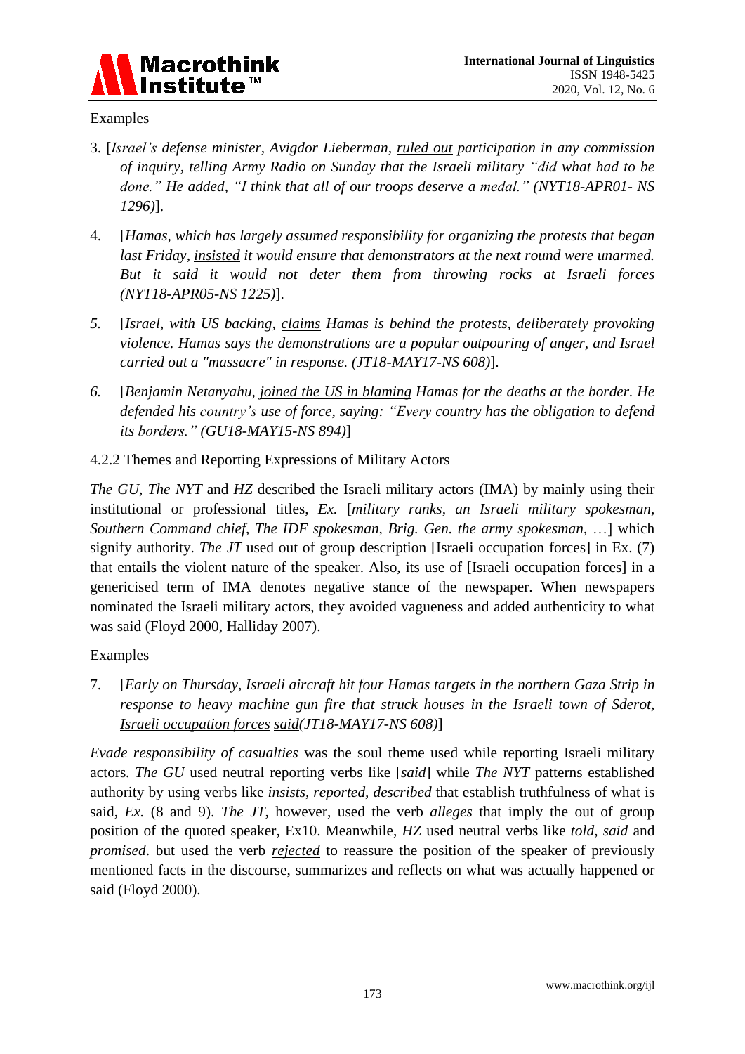Examples

3. [*Israel's defense minister, Avigdor Lieberman, ruled out participation in any commission of inquiry, telling Army Radio on Sunday that the Israeli military "did what had to be done." He added, "I think that all of our troops deserve a medal." (NYT18-APR01- NS 1296)*].

4. [*Hamas, which has largely assumed responsibility for organizing the protests that began last Friday, insisted it would ensure that demonstrators at the next round were unarmed. But it said it would not deter them from throwing rocks at Israeli forces (NYT18-APR05-NS 1225)*].

5. [*Israel, with US backing, claims Hamas is behind the protests, deliberately provoking violence. Hamas says the demonstrations are a popular outpouring of anger, and Israel carried out a "massacre" in response. (JT18-MAY17-NS 608)*].

6. [*Benjamin Netanyahu, joined the US in blaming Hamas for the deaths at the border. He defended his country's use of force, saying: "Every country has the obligation to defend its borders." (GU18-MAY15-NS 894)*]

4.2.2 Themes and Reporting Expressions of Military Actors

*The GU*, *The NYT* and *HZ* described the Israeli military actors (IMA) by mainly using their institutional or professional titles, *Ex.* [*military ranks, an Israeli military spokesman, Southern Command chief, The IDF spokesman, Brig. Gen. the army spokesman, …*] which signify authority. *The JT* used out of group description [Israeli occupation forces] in Ex. (7) that entails the violent nature of the speaker. Also, its use of [Israeli occupation forces] in a genericised term of IMA denotes negative stance of the newspaper. When newspapers nominated the Israeli military actors, they avoided vagueness and added authenticity to what was said (Floyd 2000, Halliday 2007).

Examples

7. [*Early on Thursday, Israeli aircraft hit four Hamas targets in the northern Gaza Strip in response to heavy machine gun fire that struck houses in the Israeli town of Sderot, Israeli occupation forces said(JT18-MAY17-NS 608)*]

*Evade responsibility of casualties* was the soul theme used while reporting Israeli military actors. *The GU* used neutral reporting verbs like [*said*] while *The NYT* patterns established authority by using verbs like *insists, reported, described* that establish truthfulness of what is said, *Ex.* (8 and 9). *The JT*, however, used the verb *alleges* that imply the out of group position of the quoted speaker, Ex10. Meanwhile, *HZ* used neutral verbs like *told*, *said* and *promised*. but used the verb *rejected* to reassure the position of the speaker of previously mentioned facts in the discourse, summarizes and reflects on what was actually happened or said (Floyd 2000).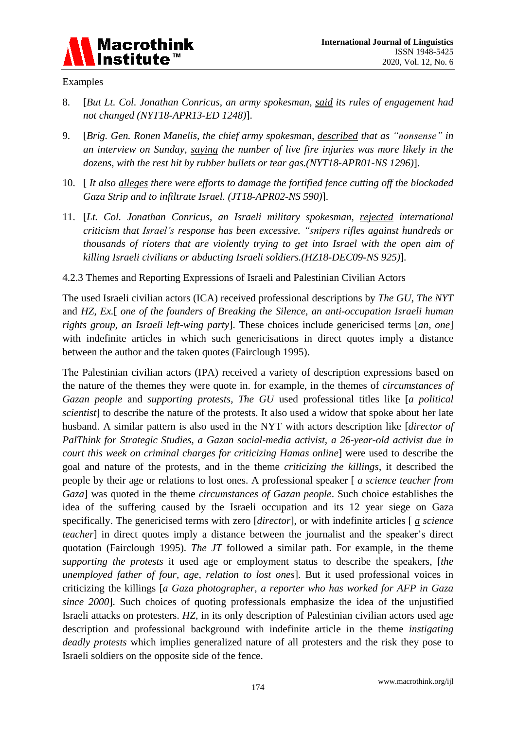Examples

8. [*But Lt. Col. Jonathan Conricus, an army spokesman, <u>said</u> its rules of engagement had not changed (NYT18-APR13-ED 1248)*].

9. [*Brig. Gen. Ronen Manelis, the chief army spokesman, <u>described</u> that as "nonsense" in an interview on Sunday, <u>saying</u> the number of live fire injuries was more likely in the dozens, with the rest hit by rubber bullets or tear gas.(NYT18-APR01-NS 1296)*].

10. [ *It also <u>alleges</u> there were efforts to damage the fortified fence cutting off the blockaded Gaza Strip and to infiltrate Israel. (JT18-APR02-NS 590)*].

11. [*Lt. Col. Jonathan Conricus, an Israeli military spokesman, <u>rejected</u> international criticism that Israel's response has been excessive. "snipers rifles against hundreds or thousands of rioters that are violently trying to get into Israel with the open aim of killing Israeli civilians or abducting Israeli soldiers.(HZ18-DEC09-NS 925)*].

4.2.3 Themes and Reporting Expressions of Israeli and Palestinian Civilian Actors

The used Israeli civilian actors (ICA) received professional descriptions by *The GU*, *The NYT* and *HZ*, *Ex.*[ *one of the founders of Breaking the Silence, an anti-occupation Israeli human rights group, an Israeli left-wing party*]. These choices include genericised terms [*an, one*] with indefinite articles in which such genericisations in direct quotes imply a distance between the author and the taken quotes (Fairclough 1995).

The Palestinian civilian actors (IPA) received a variety of description expressions based on the nature of the themes they were quote in. for example, in the themes of *circumstances of Gazan people* and *supporting protests*, *The GU* used professional titles like [*a political scientist*] to describe the nature of the protests. It also used a widow that spoke about her late husband. A similar pattern is also used in the NYT with actors description like [*director of PalThink for Strategic Studies, a Gazan social-media activist, a 26-year-old activist due in court this week on criminal charges for criticizing Hamas online*] were used to describe the goal and nature of the protests, and in the theme *criticizing the killings*, it described the people by their age or relations to lost ones. A professional speaker [ *a science teacher from Gaza*] was quoted in the theme *circumstances of Gazan people*. Such choice establishes the idea of the suffering caused by the Israeli occupation and its 12 year siege on Gaza specifically. The genericised terms with zero [*director*], or with indefinite articles [ *<u>a</u> science teacher*] in direct quotes imply a distance between the journalist and the speaker's direct quotation (Fairclough 1995). *The JT* followed a similar path. For example, in the theme *supporting the protests* it used age or employment status to describe the speakers, [*the unemployed father of four, age, relation to lost ones*]. But it used professional voices in criticizing the killings [*a Gaza photographer, a reporter who has worked for AFP in Gaza since 2000*]. Such choices of quoting professionals emphasize the idea of the unjustified Israeli attacks on protesters. *HZ*, in its only description of Palestinian civilian actors used age description and professional background with indefinite article in the theme *instigating deadly protests* which implies generalized nature of all protesters and the risk they pose to Israeli soldiers on the opposite side of the fence.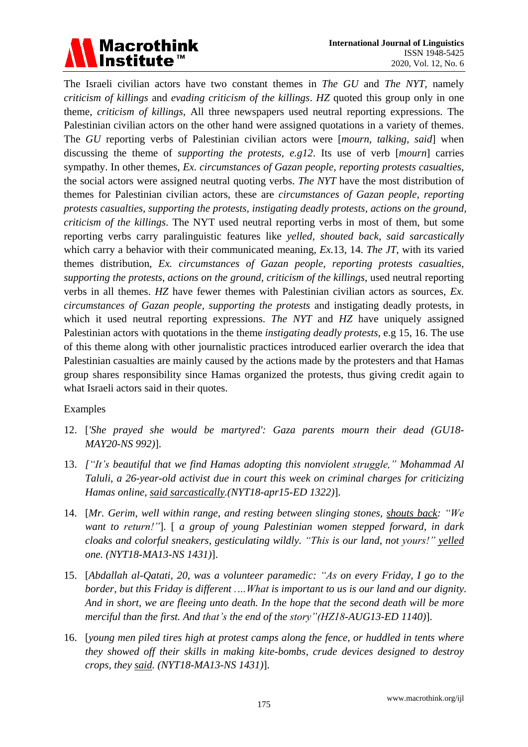The Israeli civilian actors have two constant themes in *The GU* and *The NYT*, namely *criticism of killings* and *evading criticism of the killings*. *HZ* quoted this group only in one theme, *criticism of killings*, All three newspapers used neutral reporting expressions. The Palestinian civilian actors on the other hand were assigned quotations in a variety of themes. The *GU* reporting verbs of Palestinian civilian actors were [*mourn, talking, said*] when discussing the theme of *supporting the protests, e.g12*. Its use of verb [*mourn*] carries sympathy. In other themes, *Ex. circumstances of Gazan people, reporting protests casualties*, the social actors were assigned neutral quoting verbs. *The NYT* have the most distribution of themes for Palestinian civilian actors, these are *circumstances of Gazan people, reporting protests casualties, supporting the protests, instigating deadly protests, actions on the ground, criticism of the killings*. The NYT used neutral reporting verbs in most of them, but some reporting verbs carry paralinguistic features like *yelled, shouted back, said sarcastically* which carry a behavior with their communicated meaning, *Ex.*13, 14. *The JT*, with its varied themes distribution, *Ex. circumstances of Gazan people, reporting protests casualties, supporting the protests, actions on the ground, criticism of the killings*, used neutral reporting verbs in all themes. *HZ* have fewer themes with Palestinian civilian actors as sources, *Ex. circumstances of Gazan people, supporting the protests* and instigating deadly protests, in which it used neutral reporting expressions. *The NYT* and *HZ* have uniquely assigned Palestinian actors with quotations in the theme *instigating deadly protests*, e.g 15, 16. The use of this theme along with other journalistic practices introduced earlier overarch the idea that Palestinian casualties are mainly caused by the actions made by the protesters and that Hamas group shares responsibility since Hamas organized the protests, thus giving credit again to what Israeli actors said in their quotes.

Examples

12. [*'She prayed she would be martyred': Gaza parents mourn their dead (GU18-MAY20-NS 992)*].

13. [*"It's beautiful that we find Hamas adopting this nonviolent struggle," Mohammad Al Taluli, a 26-year-old activist due in court this week on criminal charges for criticizing Hamas online, <u>said sarcastically</u>.(NYT18-apr15-ED 1322)*].

14. [*Mr. Gerim, well within range, and resting between slinging stones, <u>shouts back</u>: "We want to return!"*]. [ *a group of young Palestinian women stepped forward, in dark cloaks and colorful sneakers, gesticulating wildly. "This is our land, not yours!" <u>yelled</u> one. (NYT18-MA13-NS 1431)*].

15. [*Abdallah al-Qatati, 20, was a volunteer paramedic: "As on every Friday, I go to the border, but this Friday is different ….What is important to us is our land and our dignity. And in short, we are fleeing unto death. In the hope that the second death will be more merciful than the first. And that's the end of the story"(HZ18-AUG13-ED 1140)*].

16. [*young men piled tires high at protest camps along the fence, or huddled in tents where they showed off their skills in making kite-bombs, crude devices designed to destroy crops, they <u>said</u>. (NYT18-MA13-NS 1431)*].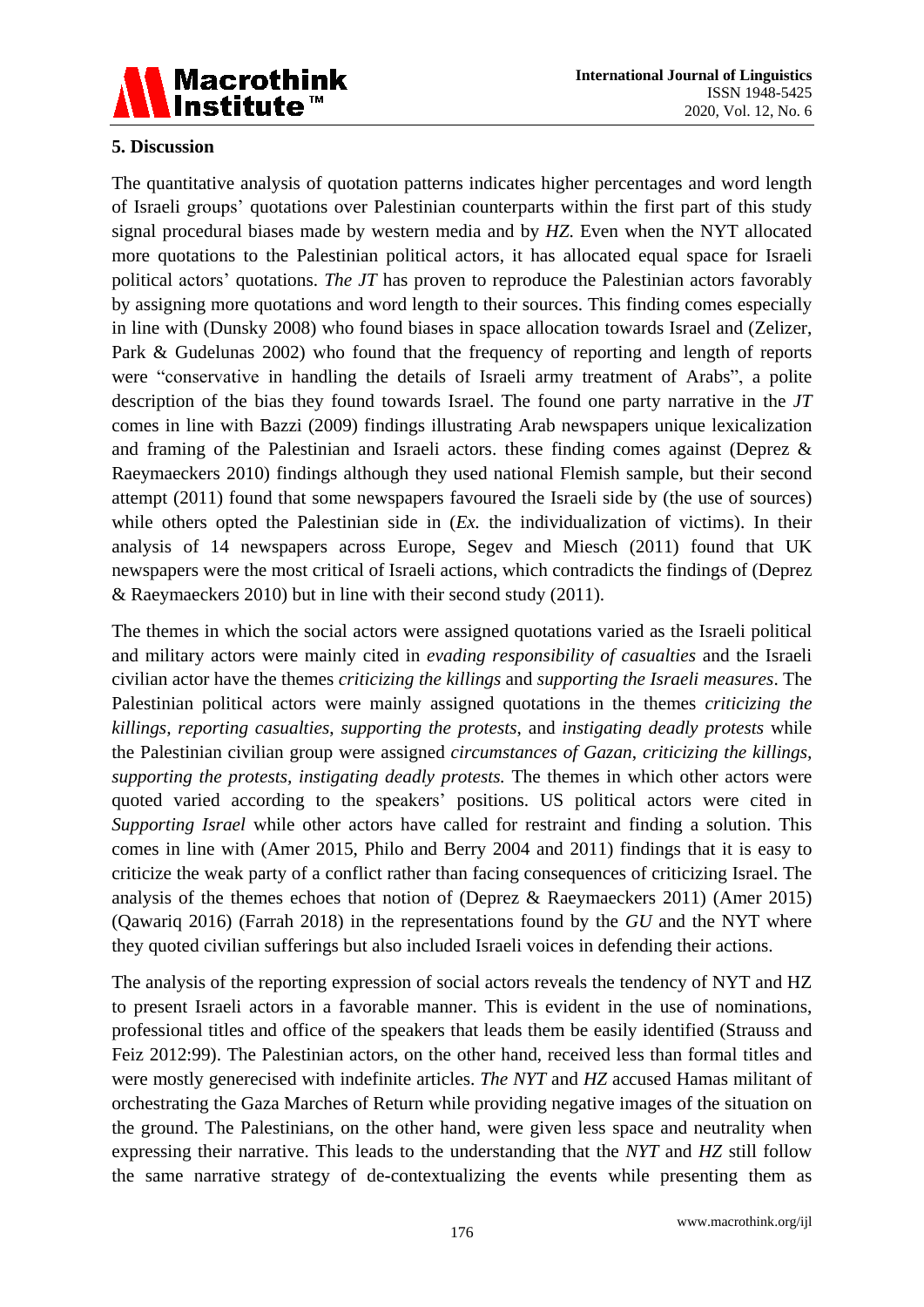## 5. Discussion

The quantitative analysis of quotation patterns indicates higher percentages and word length of Israeli groups' quotations over Palestinian counterparts within the first part of this study signal procedural biases made by western media and by *HZ*. Even when the NYT allocated more quotations to the Palestinian political actors, it has allocated equal space for Israeli political actors' quotations. *The JT* has proven to reproduce the Palestinian actors favorably by assigning more quotations and word length to their sources. This finding comes especially in line with (Dunsky 2008) who found biases in space allocation towards Israel and (Zelizer, Park & Gudelunas 2002) who found that the frequency of reporting and length of reports were "conservative in handling the details of Israeli army treatment of Arabs", a polite description of the bias they found towards Israel. The found one party narrative in the *JT* comes in line with Bazzi (2009) findings illustrating Arab newspapers unique lexicalization and framing of the Palestinian and Israeli actors. these finding comes against (Deprez & Raeymaeckers 2010) findings although they used national Flemish sample, but their second attempt (2011) found that some newspapers favoured the Israeli side by (the use of sources) while others opted the Palestinian side in (*Ex.* the individualization of victims). In their analysis of 14 newspapers across Europe, Segev and Miesch (2011) found that UK newspapers were the most critical of Israeli actions, which contradicts the findings of (Deprez & Raeymaeckers 2010) but in line with their second study (2011).

The themes in which the social actors were assigned quotations varied as the Israeli political and military actors were mainly cited in *evading responsibility of casualties* and the Israeli civilian actor have the themes *criticizing the killings* and *supporting the Israeli measures*. The Palestinian political actors were mainly assigned quotations in the themes *criticizing the killings*, *reporting casualties*, *supporting the protests*, and *instigating deadly protests* while the Palestinian civilian group were assigned *circumstances of Gazan*, *criticizing the killings, supporting the protests, instigating deadly protests.* The themes in which other actors were quoted varied according to the speakers' positions. US political actors were cited in *Supporting Israel* while other actors have called for restraint and finding a solution. This comes in line with (Amer 2015, Philo and Berry 2004 and 2011) findings that it is easy to criticize the weak party of a conflict rather than facing consequences of criticizing Israel. The analysis of the themes echoes that notion of (Deprez & Raeymaeckers 2011) (Amer 2015) (Qawariq 2016) (Farrah 2018) in the representations found by the *GU* and the NYT where they quoted civilian sufferings but also included Israeli voices in defending their actions.

The analysis of the reporting expression of social actors reveals the tendency of NYT and HZ to present Israeli actors in a favorable manner. This is evident in the use of nominations, professional titles and office of the speakers that leads them be easily identified (Strauss and Feiz 2012:99). The Palestinian actors, on the other hand, received less than formal titles and were mostly generecised with indefinite articles. *The NYT* and *HZ* accused Hamas militant of orchestrating the Gaza Marches of Return while providing negative images of the situation on the ground. The Palestinians, on the other hand, were given less space and neutrality when expressing their narrative. This leads to the understanding that the *NYT* and *HZ* still follow the same narrative strategy of de-contextualizing the events while presenting them as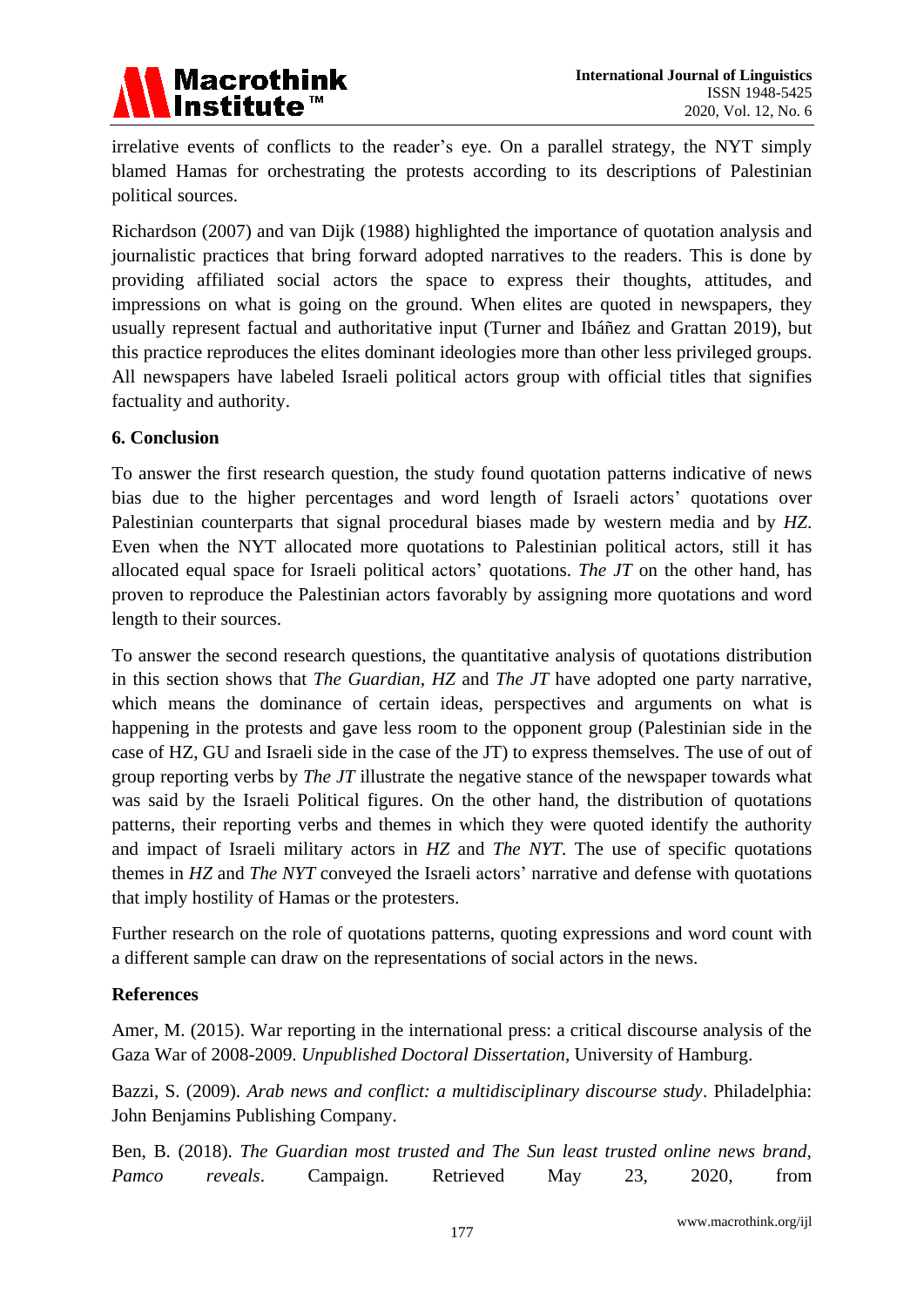irrelative events of conflicts to the reader's eye. On a parallel strategy, the NYT simply blamed Hamas for orchestrating the protests according to its descriptions of Palestinian political sources.

Richardson (2007) and van Dijk (1988) highlighted the importance of quotation analysis and journalistic practices that bring forward adopted narratives to the readers. This is done by providing affiliated social actors the space to express their thoughts, attitudes, and impressions on what is going on the ground. When elites are quoted in newspapers, they usually represent factual and authoritative input (Turner and Ibáñez and Grattan 2019), but this practice reproduces the elites dominant ideologies more than other less privileged groups. All newspapers have labeled Israeli political actors group with official titles that signifies factuality and authority.

## 6. Conclusion

To answer the first research question, the study found quotation patterns indicative of news bias due to the higher percentages and word length of Israeli actors' quotations over Palestinian counterparts that signal procedural biases made by western media and by *HZ*. Even when the NYT allocated more quotations to Palestinian political actors, still it has allocated equal space for Israeli political actors' quotations. *The JT* on the other hand, has proven to reproduce the Palestinian actors favorably by assigning more quotations and word length to their sources.

To answer the second research questions, the quantitative analysis of quotations distribution in this section shows that *The Guardian*, *HZ* and *The JT* have adopted one party narrative, which means the dominance of certain ideas, perspectives and arguments on what is happening in the protests and gave less room to the opponent group (Palestinian side in the case of HZ, GU and Israeli side in the case of the JT) to express themselves. The use of out of group reporting verbs by *The JT* illustrate the negative stance of the newspaper towards what was said by the Israeli Political figures. On the other hand, the distribution of quotations patterns, their reporting verbs and themes in which they were quoted identify the authority and impact of Israeli military actors in *HZ* and *The NYT*. The use of specific quotations themes in *HZ* and *The NYT* conveyed the Israeli actors' narrative and defense with quotations that imply hostility of Hamas or the protesters.

Further research on the role of quotations patterns, quoting expressions and word count with a different sample can draw on the representations of social actors in the news.

## References

Amer, M. (2015). War reporting in the international press: a critical discourse analysis of the Gaza War of 2008-2009. *Unpublished Doctoral Dissertation*, University of Hamburg.

Bazzi, S. (2009). *Arab news and conflict: a multidisciplinary discourse study*. Philadelphia: John Benjamins Publishing Company.

Ben, B. (2018). *The Guardian most trusted and The Sun least trusted online news brand, Pamco reveals*. Campaign. Retrieved May 23, 2020, from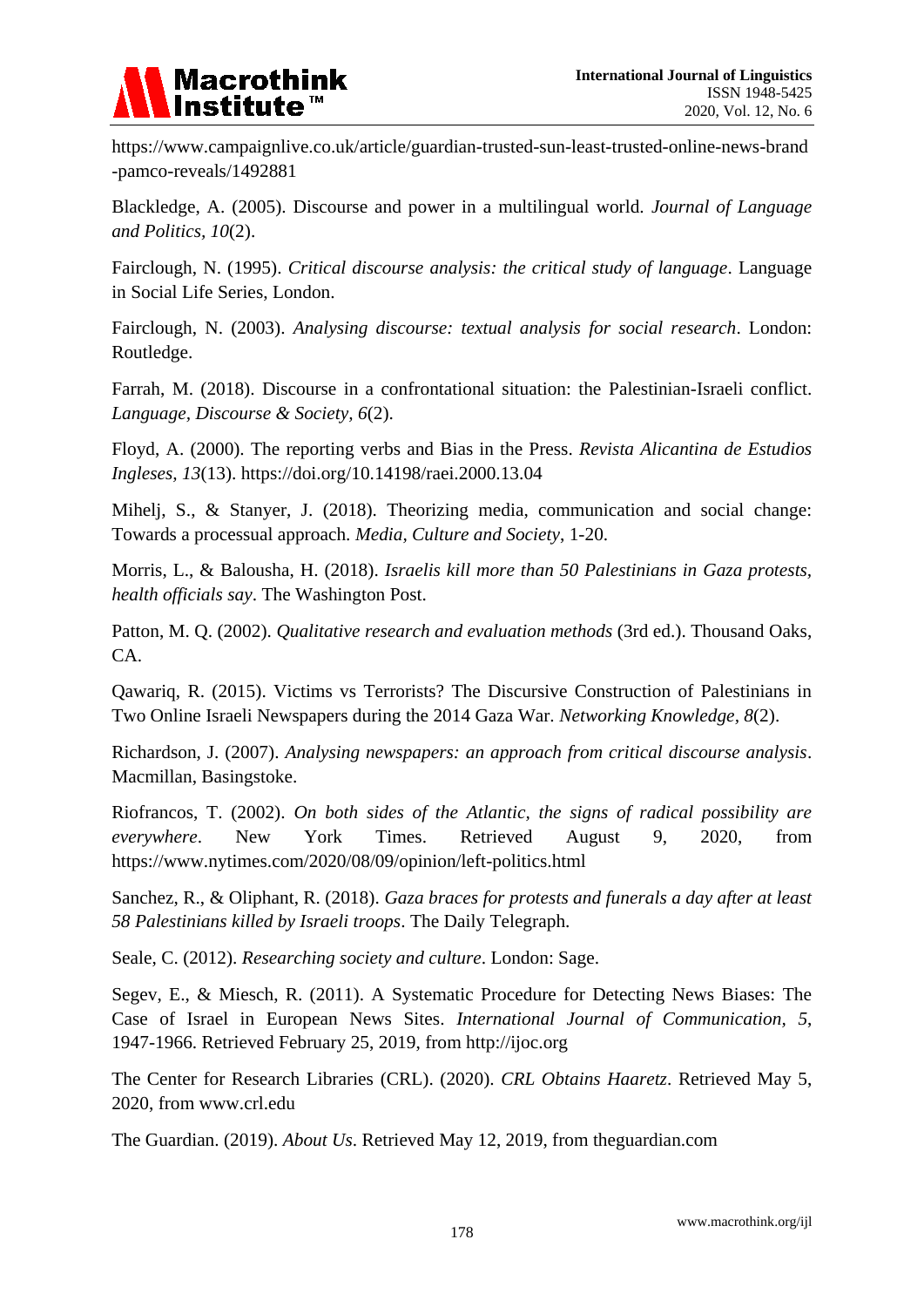https://www.campaignlive.co.uk/article/guardian-trusted-sun-least-trusted-online-news-brand-pamco-reveals/1492881

Blackledge, A. (2005). Discourse and power in a multilingual world. *Journal of Language and Politics*, *10*(2).

Fairclough, N. (1995). *Critical discourse analysis: the critical study of language*. Language in Social Life Series, London.

Fairclough, N. (2003). *Analysing discourse: textual analysis for social research*. London: Routledge.

Farrah, M. (2018). Discourse in a confrontational situation: the Palestinian-Israeli conflict. *Language, Discourse & Society*, *6*(2).

Floyd, A. (2000). The reporting verbs and Bias in the Press. *Revista Alicantina de Estudios Ingleses*, *13*(13). https://doi.org/10.14198/raei.2000.13.04

Mihelj, S., & Stanyer, J. (2018). Theorizing media, communication and social change: Towards a processual approach. *Media, Culture and Society*, 1-20.

Morris, L., & Balousha, H. (2018). *Israelis kill more than 50 Palestinians in Gaza protests, health officials say*. The Washington Post.

Patton, M. Q. (2002). *Qualitative research and evaluation methods* (3rd ed.). Thousand Oaks, CA.

Qawariq, R. (2015). Victims vs Terrorists? The Discursive Construction of Palestinians in Two Online Israeli Newspapers during the 2014 Gaza War. *Networking Knowledge*, *8*(2).

Richardson, J. (2007). *Analysing newspapers: an approach from critical discourse analysis*. Macmillan, Basingstoke.

Riofrancos, T. (2002). *On both sides of the Atlantic, the signs of radical possibility are everywhere*. New York Times. Retrieved August 9, 2020, from https://www.nytimes.com/2020/08/09/opinion/left-politics.html

Sanchez, R., & Oliphant, R. (2018). *Gaza braces for protests and funerals a day after at least 58 Palestinians killed by Israeli troops*. The Daily Telegraph.

Seale, C. (2012). *Researching society and culture*. London: Sage.

Segev, E., & Miesch, R. (2011). A Systematic Procedure for Detecting News Biases: The Case of Israel in European News Sites. *International Journal of Communication*, *5*, 1947-1966. Retrieved February 25, 2019, from http://ijoc.org

The Center for Research Libraries (CRL). (2020). *CRL Obtains Haaretz*. Retrieved May 5, 2020, from www.crl.edu

The Guardian. (2019). *About Us*. Retrieved May 12, 2019, from theguardian.com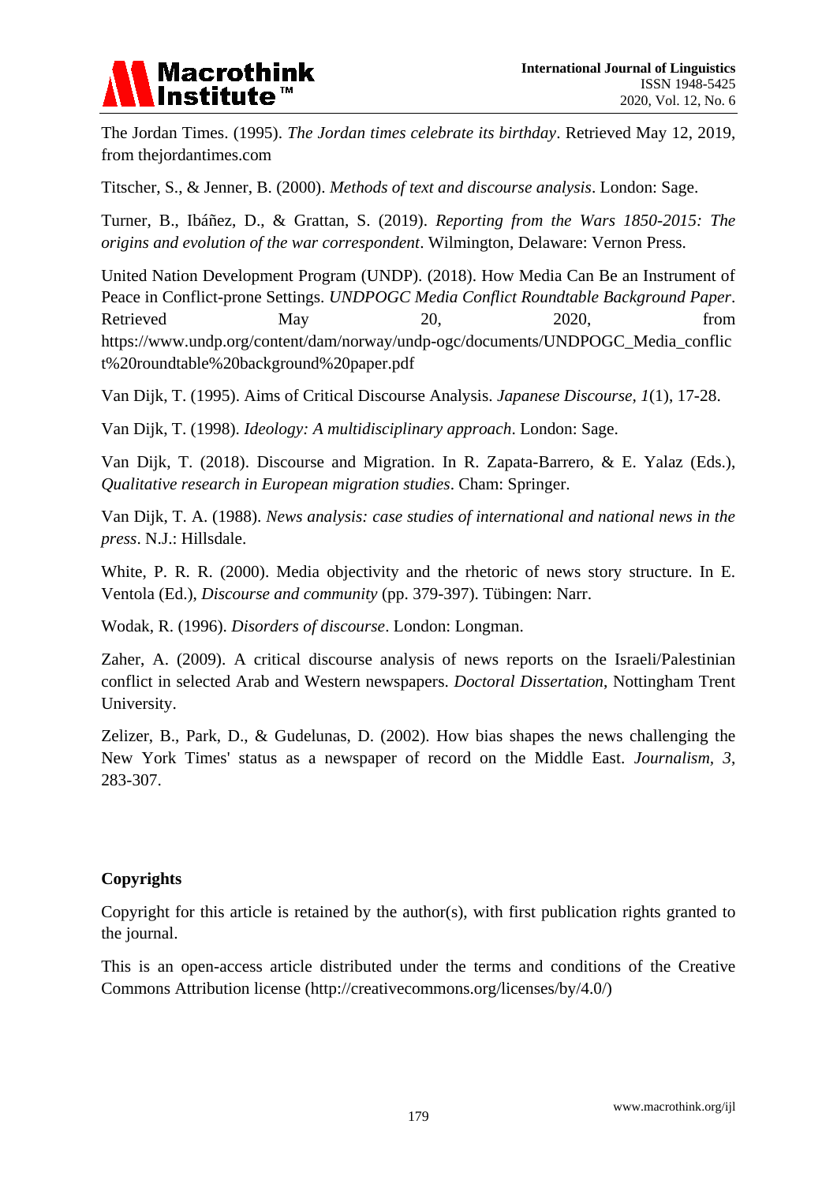The Jordan Times. (1995). *The Jordan times celebrate its birthday*. Retrieved May 12, 2019, from thejordantimes.com

Titscher, S., & Jenner, B. (2000). *Methods of text and discourse analysis*. London: Sage.

Turner, B., Ibáñez, D., & Grattan, S. (2019). *Reporting from the Wars 1850-2015: The origins and evolution of the war correspondent*. Wilmington, Delaware: Vernon Press.

United Nation Development Program (UNDP). (2018). How Media Can Be an Instrument of Peace in Conflict-prone Settings. *UNDPOGC Media Conflict Roundtable Background Paper*. Retrieved May 20, 2020, from https://www.undp.org/content/dam/norway/undp-ogc/documents/UNDPOGC_Media_conflict%20roundtable%20background%20paper.pdf

Van Dijk, T. (1995). Aims of Critical Discourse Analysis. *Japanese Discourse, 1*(1), 17-28.

Van Dijk, T. (1998). *Ideology: A multidisciplinary approach*. London: Sage.

Van Dijk, T. (2018). Discourse and Migration. In R. Zapata-Barrero, & E. Yalaz (Eds.), *Qualitative research in European migration studies*. Cham: Springer.

Van Dijk, T. A. (1988). *News analysis: case studies of international and national news in the press*. N.J.: Hillsdale.

White, P. R. R. (2000). Media objectivity and the rhetoric of news story structure. In E. Ventola (Ed.), *Discourse and community* (pp. 379-397). Tübingen: Narr.

Wodak, R. (1996). *Disorders of discourse*. London: Longman.

Zaher, A. (2009). A critical discourse analysis of news reports on the Israeli/Palestinian conflict in selected Arab and Western newspapers. *Doctoral Dissertation*, Nottingham Trent University.

Zelizer, B., Park, D., & Gudelunas, D. (2002). How bias shapes the news challenging the New York Times' status as a newspaper of record on the Middle East. *Journalism, 3*, 283-307.

## Copyrights

Copyright for this article is retained by the author(s), with first publication rights granted to the journal.

This is an open-access article distributed under the terms and conditions of the Creative Commons Attribution license (http://creativecommons.org/licenses/by/4.0/)